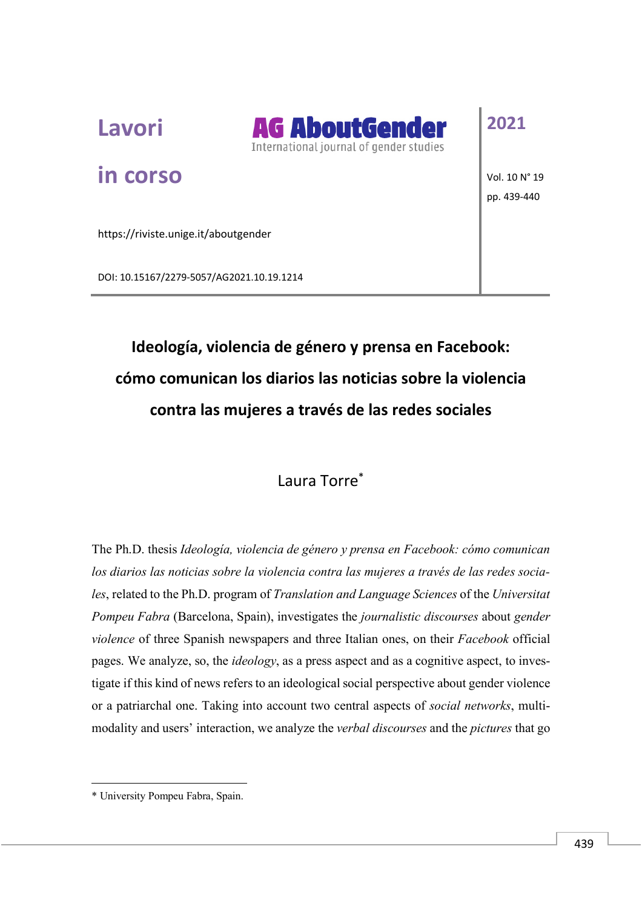Lavori

in corso

https://riviste.unige.it/aboutgender

DOI: 10.15167/2279-5057/AG2021.10.19.1214

# Ideología, violencia de género y prensa en Facebook: cómo comunican los diarios las noticias sobre la violencia contra las mujeres a través de las redes sociales

Laura Torre*

The Ph.D. thesis *Ideología, violencia de género y prensa en Facebook: cómo comunican los diarios las noticias sobre la violencia contra las mujeres a través de las redes sociales*, related to the Ph.D. program of *Translation and Language Sciences* of the *Universitat Pompeu Fabra* (Barcelona, Spain), investigates the *journalistic discourses* about *gender violence* of three Spanish newspapers and three Italian ones, on their *Facebook* official pages. We analyze, so, the *ideology*, as a press aspect and as a cognitive aspect, to investigate if this kind of news refers to an ideological social perspective about gender violence or a patriarchal one. Taking into account two central aspects of *social networks*, multimodality and users' interaction, we analyze the *verbal discourses* and the *pictures* that go

---

* University Pompeu Fabra, Spain.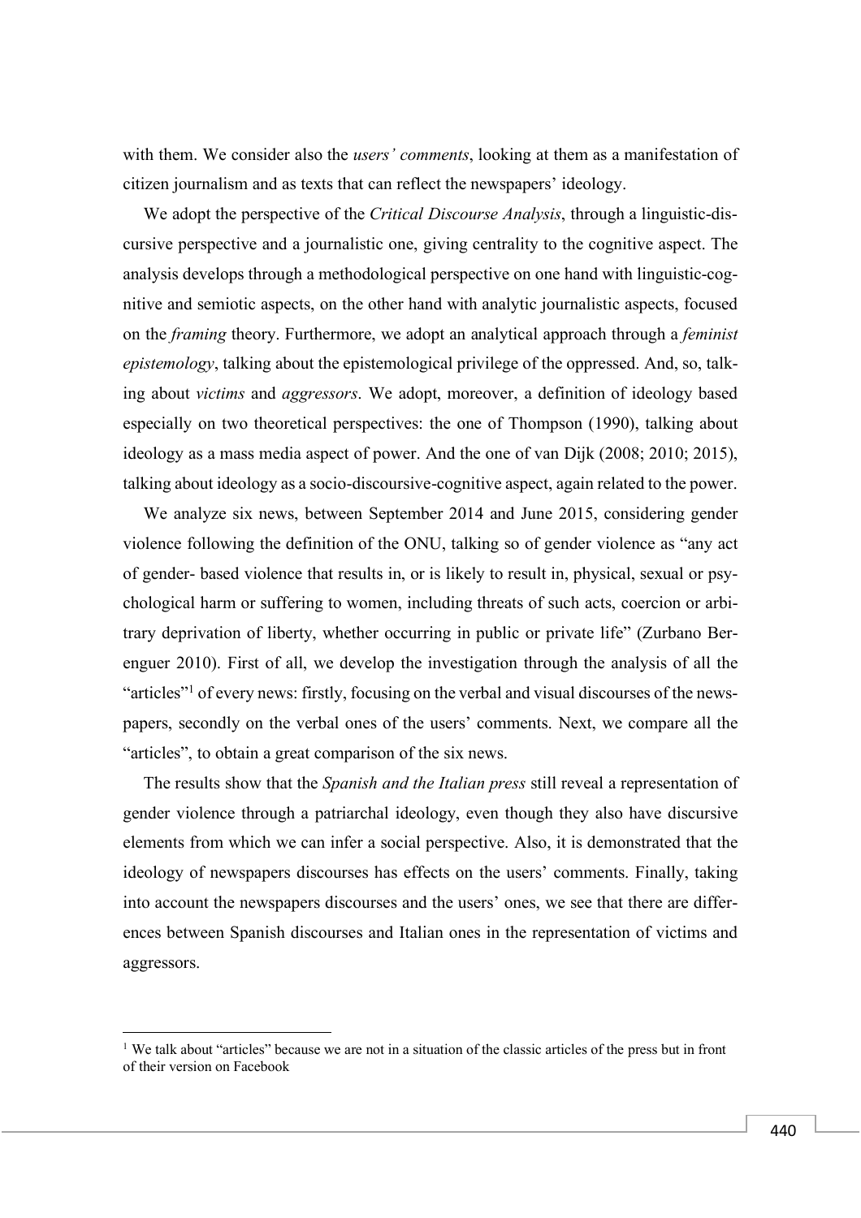with them. We consider also the *users' comments*, looking at them as a manifestation of citizen journalism and as texts that can reflect the newspapers' ideology.

We adopt the perspective of the *Critical Discourse Analysis*, through a linguistic-discursive perspective and a journalistic one, giving centrality to the cognitive aspect. The analysis develops through a methodological perspective on one hand with linguistic-cognitive and semiotic aspects, on the other hand with analytic journalistic aspects, focused on the *framing* theory. Furthermore, we adopt an analytical approach through a *feminist epistemology*, talking about the epistemological privilege of the oppressed. And, so, talking about *victims* and *aggressors*. We adopt, moreover, a definition of ideology based especially on two theoretical perspectives: the one of Thompson (1990), talking about ideology as a mass media aspect of power. And the one of van Dijk (2008; 2010; 2015), talking about ideology as a socio-discoursive-cognitive aspect, again related to the power.

We analyze six news, between September 2014 and June 2015, considering gender violence following the definition of the ONU, talking so of gender violence as "any act of gender- based violence that results in, or is likely to result in, physical, sexual or psychological harm or suffering to women, including threats of such acts, coercion or arbitrary deprivation of liberty, whether occurring in public or private life" (Zurbano Berenguer 2010). First of all, we develop the investigation through the analysis of all the "articles"[1] of every news: firstly, focusing on the verbal and visual discourses of the newspapers, secondly on the verbal ones of the users' comments. Next, we compare all the "articles", to obtain a great comparison of the six news.

The results show that the *Spanish and the Italian press* still reveal a representation of gender violence through a patriarchal ideology, even though they also have discursive elements from which we can infer a social perspective. Also, it is demonstrated that the ideology of newspapers discourses has effects on the users' comments. Finally, taking into account the newspapers discourses and the users' ones, we see that there are differences between Spanish discourses and Italian ones in the representation of victims and aggressors.

[1] We talk about "articles" because we are not in a situation of the classic articles of the press but in front of their version on Facebook